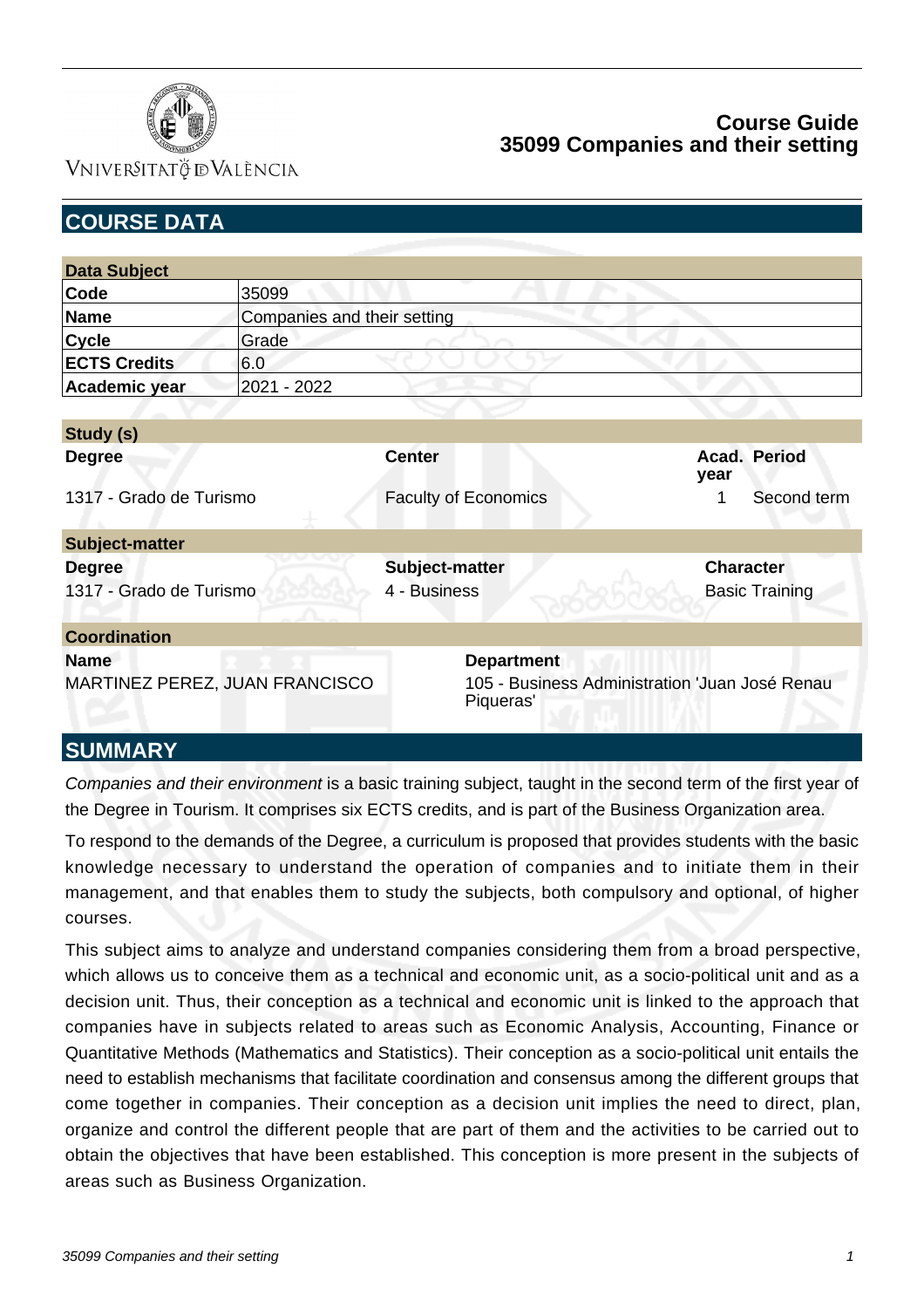# Course Guide
# 35099 Companies and their setting

## COURSE DATA

| Data Subject | |
|---|---|
| **Code** | 35099 |
| **Name** | Companies and their setting |
| **Cycle** | Grade |
| **ECTS Credits** | 6.0 |
| **Academic year** | 2021 - 2022 |

| Study (s) | | | |
|---|---|---|---|
| **Degree** | **Center** | **Acad. year** | **Period** |
| 1317 - Grado de Turismo | Faculty of Economics | 1 | Second term |

| Subject-matter | | |
|---|---|---|
| **Degree** | **Subject-matter** | **Character** |
| 1317 - Grado de Turismo | 4 - Business | Basic Training |

| Coordination | |
|---|---|
| **Name** | **Department** |
| MARTINEZ PEREZ, JUAN FRANCISCO | 105 - Business Administration 'Juan José Renau Piqueras' |

## SUMMARY

*Companies and their environment* is a basic training subject, taught in the second term of the first year of the Degree in Tourism. It comprises six ECTS credits, and is part of the Business Organization area.

To respond to the demands of the Degree, a curriculum is proposed that provides students with the basic knowledge necessary to understand the operation of companies and to initiate them in their management, and that enables them to study the subjects, both compulsory and optional, of higher courses.

This subject aims to analyze and understand companies considering them from a broad perspective, which allows us to conceive them as a technical and economic unit, as a socio-political unit and as a decision unit. Thus, their conception as a technical and economic unit is linked to the approach that companies have in subjects related to areas such as Economic Analysis, Accounting, Finance or Quantitative Methods (Mathematics and Statistics). Their conception as a socio-political unit entails the need to establish mechanisms that facilitate coordination and consensus among the different groups that come together in companies. Their conception as a decision unit implies the need to direct, plan, organize and control the different people that are part of them and the activities to be carried out to obtain the objectives that have been established. This conception is more present in the subjects of areas such as Business Organization.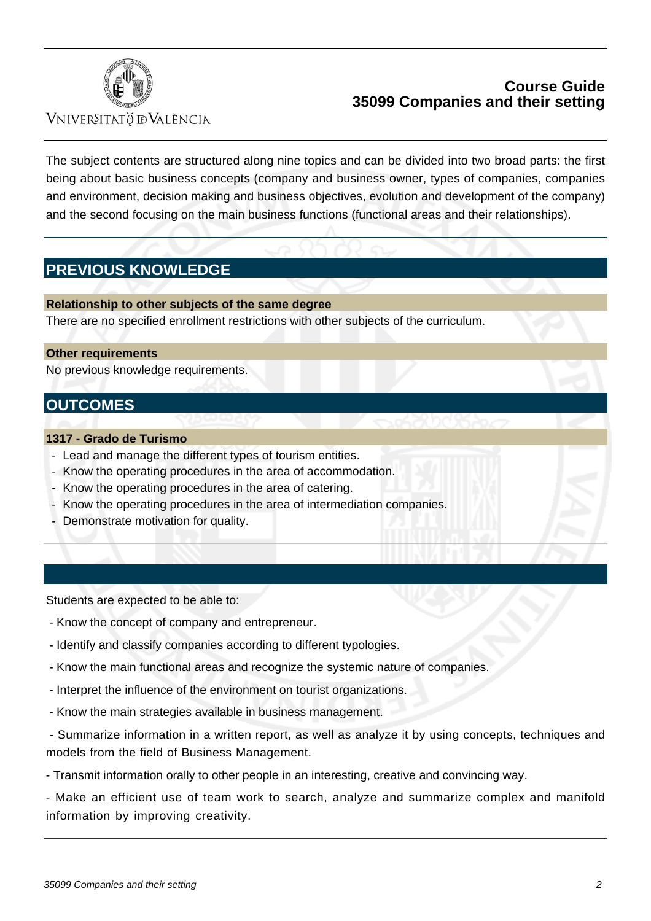The subject contents are structured along nine topics and can be divided into two broad parts: the first being about basic business concepts (company and business owner, types of companies, companies and environment, decision making and business objectives, evolution and development of the company) and the second focusing on the main business functions (functional areas and their relationships).

## PREVIOUS KNOWLEDGE

### Relationship to other subjects of the same degree

There are no specified enrollment restrictions with other subjects of the curriculum.

### Other requirements

No previous knowledge requirements.

## OUTCOMES

### 1317 - Grado de Turismo

- Lead and manage the different types of tourism entities.
- Know the operating procedures in the area of accommodation.
- Know the operating procedures in the area of catering.
- Know the operating procedures in the area of intermediation companies.
- Demonstrate motivation for quality.

Students are expected to be able to:

- Know the concept of company and entrepreneur.
- Identify and classify companies according to different typologies.
- Know the main functional areas and recognize the systemic nature of companies.
- Interpret the influence of the environment on tourist organizations.
- Know the main strategies available in business management.
- Summarize information in a written report, as well as analyze it by using concepts, techniques and models from the field of Business Management.
- Transmit information orally to other people in an interesting, creative and convincing way.
- Make an efficient use of team work to search, analyze and summarize complex and manifold information by improving creativity.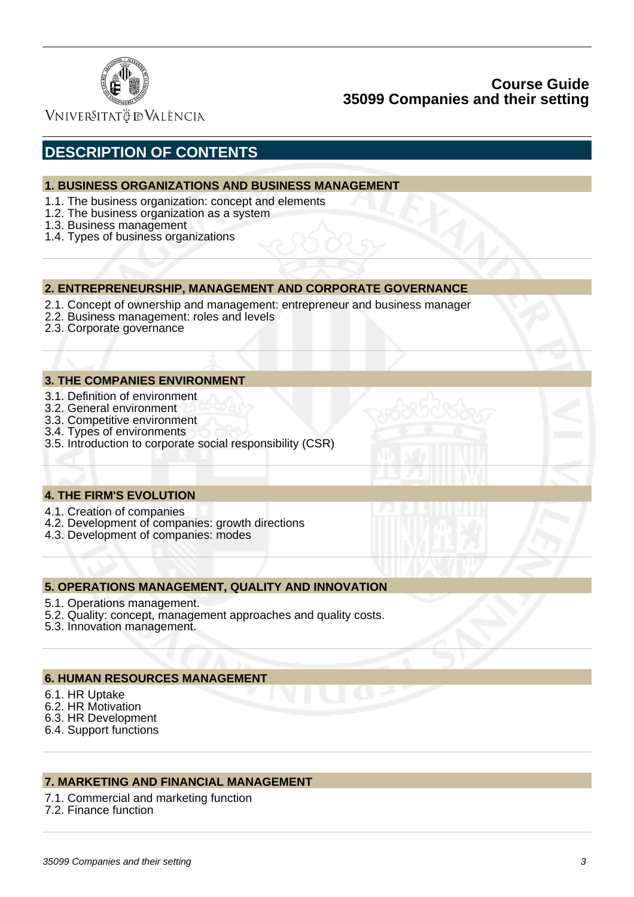## DESCRIPTION OF CONTENTS

### 1. BUSINESS ORGANIZATIONS AND BUSINESS MANAGEMENT

1.1. The business organization: concept and elements
1.2. The business organization as a system
1.3. Business management
1.4. Types of business organizations

### 2. ENTREPRENEURSHIP, MANAGEMENT AND CORPORATE GOVERNANCE

2.1. Concept of ownership and management: entrepreneur and business manager
2.2. Business management: roles and levels
2.3. Corporate governance

### 3. THE COMPANIES ENVIRONMENT

3.1. Definition of environment
3.2. General environment
3.3. Competitive environment
3.4. Types of environments
3.5. Introduction to corporate social responsibility (CSR)

### 4. THE FIRM'S EVOLUTION

4.1. Creation of companies
4.2. Development of companies: growth directions
4.3. Development of companies: modes

### 5. OPERATIONS MANAGEMENT, QUALITY AND INNOVATION

5.1. Operations management.
5.2. Quality: concept, management approaches and quality costs.
5.3. Innovation management.

### 6. HUMAN RESOURCES MANAGEMENT

6.1. HR Uptake
6.2. HR Motivation
6.3. HR Development
6.4. Support functions

### 7. MARKETING AND FINANCIAL MANAGEMENT

7.1. Commercial and marketing function
7.2. Finance function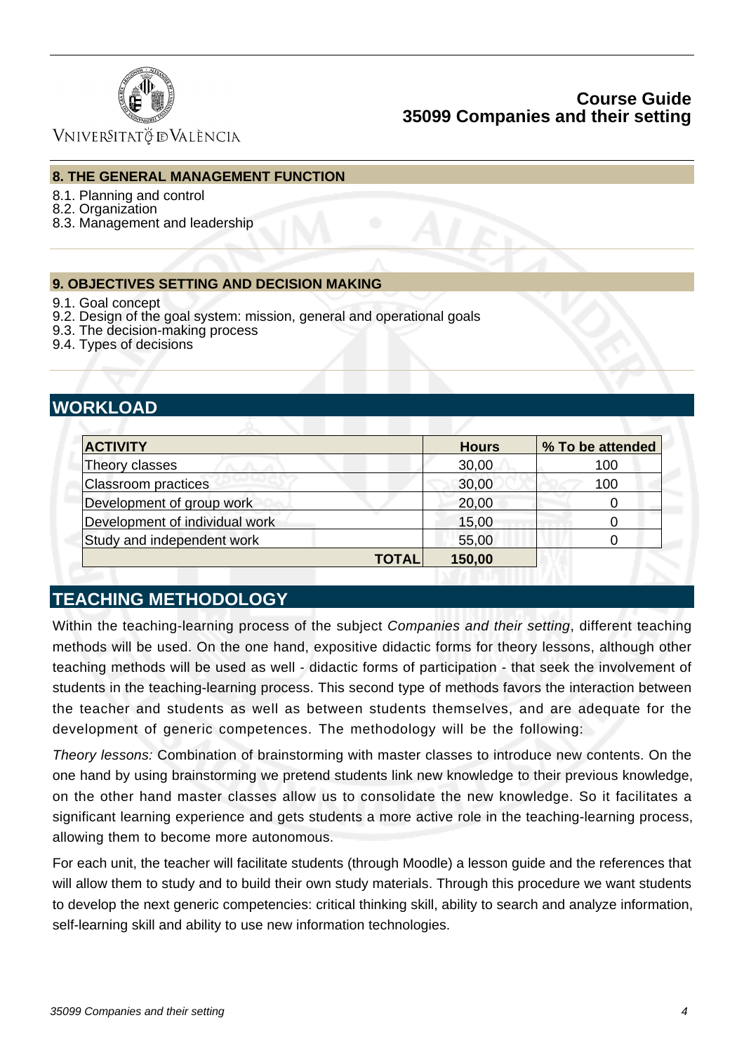### 8. THE GENERAL MANAGEMENT FUNCTION

8.1. Planning and control
8.2. Organization
8.3. Management and leadership

### 9. OBJECTIVES SETTING AND DECISION MAKING

9.1. Goal concept
9.2. Design of the goal system: mission, general and operational goals
9.3. The decision-making process
9.4. Types of decisions

## WORKLOAD

| ACTIVITY | Hours | % To be attended |
|---|---|---|
| Theory classes | 30,00 | 100 |
| Classroom practices | 30,00 | 100 |
| Development of group work | 20,00 | 0 |
| Development of individual work | 15,00 | 0 |
| Study and independent work | 55,00 | 0 |
| **TOTAL** | **150,00** | |

## TEACHING METHODOLOGY

Within the teaching-learning process of the subject *Companies and their setting*, different teaching methods will be used. On the one hand, expositive didactic forms for theory lessons, although other teaching methods will be used as well - didactic forms of participation - that seek the involvement of students in the teaching-learning process. This second type of methods favors the interaction between the teacher and students as well as between students themselves, and are adequate for the development of generic competences. The methodology will be the following:

*Theory lessons:* Combination of brainstorming with master classes to introduce new contents. On the one hand by using brainstorming we pretend students link new knowledge to their previous knowledge, on the other hand master classes allow us to consolidate the new knowledge. So it facilitates a significant learning experience and gets students a more active role in the teaching-learning process, allowing them to become more autonomous.

For each unit, the teacher will facilitate students (through Moodle) a lesson guide and the references that will allow them to study and to build their own study materials. Through this procedure we want students to develop the next generic competencies: critical thinking skill, ability to search and analyze information, self-learning skill and ability to use new information technologies.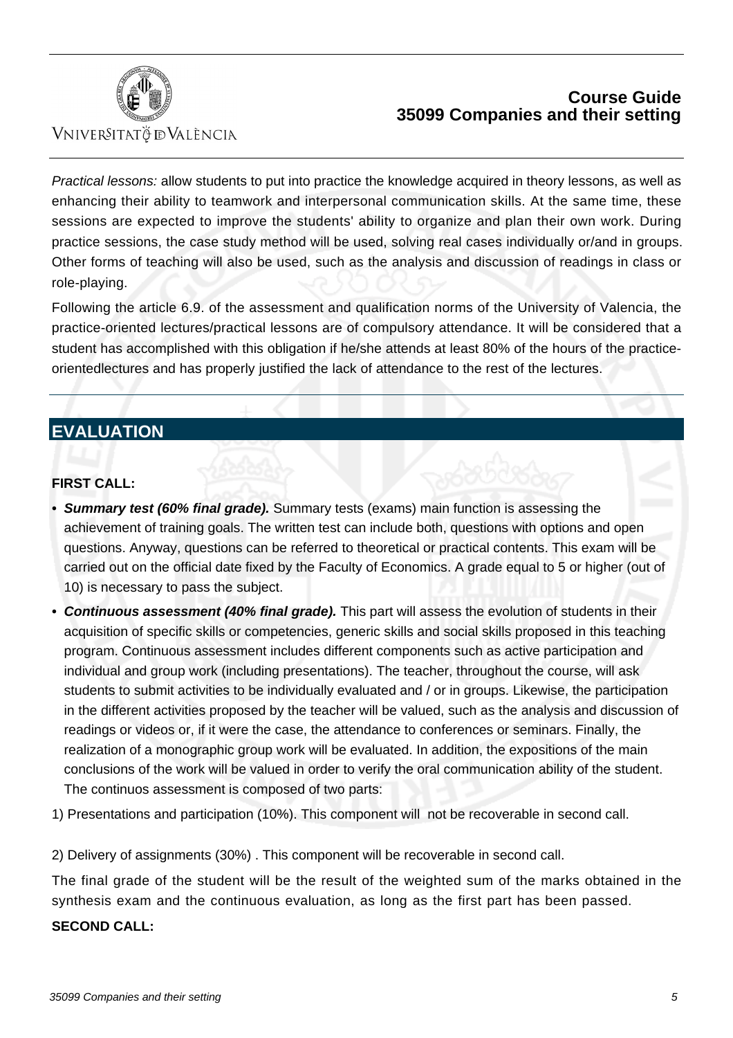*Practical lessons:* allow students to put into practice the knowledge acquired in theory lessons, as well as enhancing their ability to teamwork and interpersonal communication skills. At the same time, these sessions are expected to improve the students' ability to organize and plan their own work. During practice sessions, the case study method will be used, solving real cases individually or/and in groups. Other forms of teaching will also be used, such as the analysis and discussion of readings in class or role-playing.

Following the article 6.9. of the assessment and qualification norms of the University of Valencia, the practice-oriented lectures/practical lessons are of compulsory attendance. It will be considered that a student has accomplished with this obligation if he/she attends at least 80% of the hours of the practice-orientedlectures and has properly justified the lack of attendance to the rest of the lectures.

# EVALUATION

**FIRST CALL:**

- ***Summary test (60% final grade).*** Summary tests (exams) main function is assessing the achievement of training goals. The written test can include both, questions with options and open questions. Anyway, questions can be referred to theoretical or practical contents. This exam will be carried out on the official date fixed by the Faculty of Economics. A grade equal to 5 or higher (out of 10) is necessary to pass the subject.
- ***Continuous assessment (40% final grade).*** This part will assess the evolution of students in their acquisition of specific skills or competencies, generic skills and social skills proposed in this teaching program. Continuous assessment includes different components such as active participation and individual and group work (including presentations). The teacher, throughout the course, will ask students to submit activities to be individually evaluated and / or in groups. Likewise, the participation in the different activities proposed by the teacher will be valued, such as the analysis and discussion of readings or videos or, if it were the case, the attendance to conferences or seminars. Finally, the realization of a monographic group work will be evaluated. In addition, the expositions of the main conclusions of the work will be valued in order to verify the oral communication ability of the student. The continuos assessment is composed of two parts:

1) Presentations and participation (10%). This component will  not be recoverable in second call.

2) Delivery of assignments (30%) . This component will be recoverable in second call.

The final grade of the student will be the result of the weighted sum of the marks obtained in the synthesis exam and the continuous evaluation, as long as the first part has been passed.

**SECOND CALL:**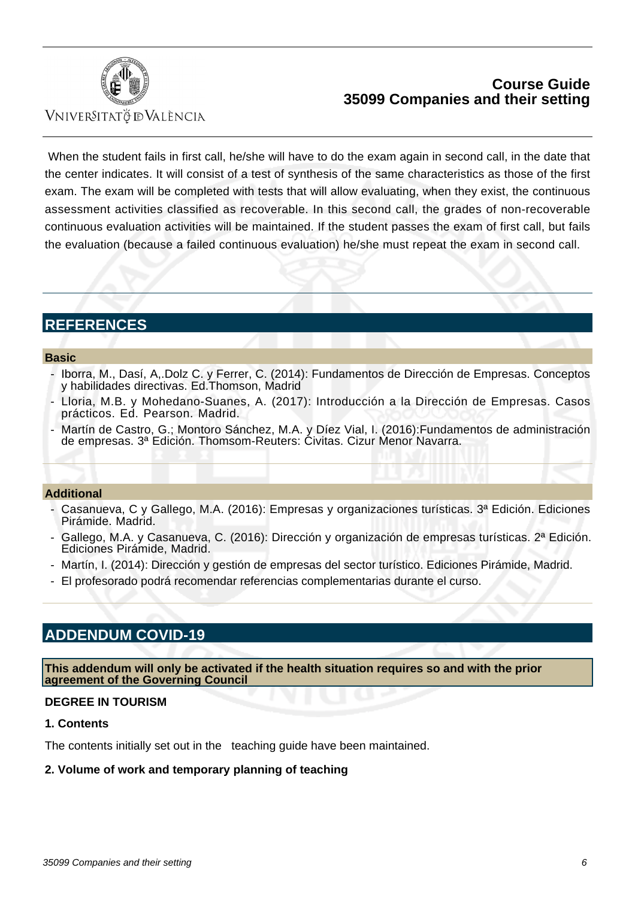When the student fails in first call, he/she will have to do the exam again in second call, in the date that the center indicates. It will consist of a test of synthesis of the same characteristics as those of the first exam. The exam will be completed with tests that will allow evaluating, when they exist, the continuous assessment activities classified as recoverable. In this second call, the grades of non-recoverable continuous evaluation activities will be maintained. If the student passes the exam of first call, but fails the evaluation (because a failed continuous evaluation) he/she must repeat the exam in second call.

## REFERENCES

### Basic

- Iborra, M., Dasí, A,.Dolz C. y Ferrer, C. (2014): Fundamentos de Dirección de Empresas. Conceptos y habilidades directivas. Ed.Thomson, Madrid
- Lloria, M.B. y Mohedano-Suanes, A. (2017): Introducción a la Dirección de Empresas. Casos prácticos. Ed. Pearson. Madrid.
- Martín de Castro, G.; Montoro Sánchez, M.A. y Díez Vial, I. (2016):Fundamentos de administración de empresas. 3ª Edición. Thomsom-Reuters: Civitas. Cizur Menor Navarra.

### Additional

- Casanueva, C y Gallego, M.A. (2016): Empresas y organizaciones turísticas. 3ª Edición. Ediciones Pirámide. Madrid.
- Gallego, M.A. y Casanueva, C. (2016): Dirección y organización de empresas turísticas. 2ª Edición. Ediciones Pirámide, Madrid.
- Martín, I. (2014): Dirección y gestión de empresas del sector turístico. Ediciones Pirámide, Madrid.
- El profesorado podrá recomendar referencias complementarias durante el curso.

## ADDENDUM COVID-19

**This addendum will only be activated if the health situation requires so and with the prior agreement of the Governing Council**

**DEGREE IN TOURISM**

**1. Contents**

The contents initially set out in the teaching guide have been maintained.

**2. Volume of work and temporary planning of teaching**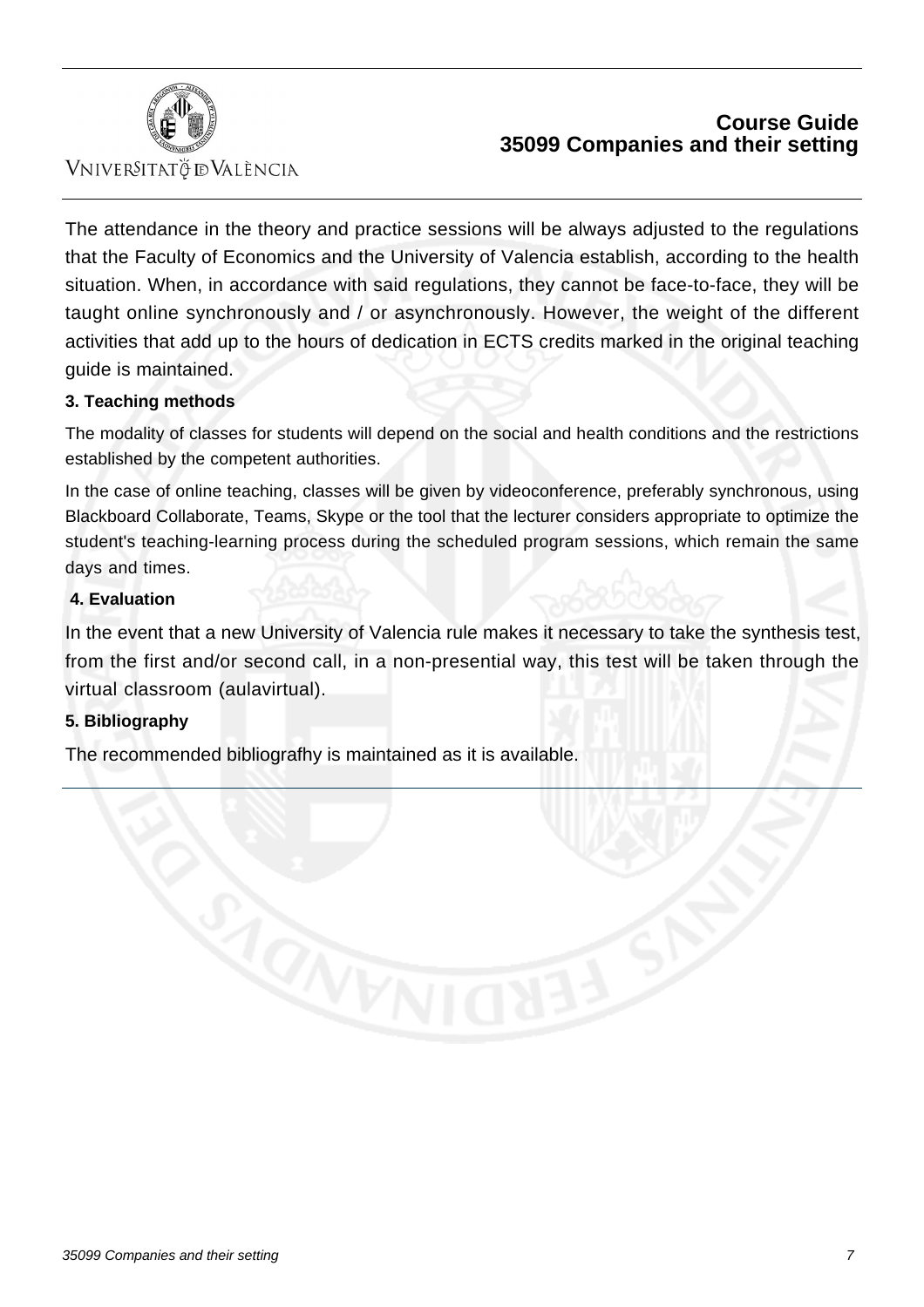The attendance in the theory and practice sessions will be always adjusted to the regulations that the Faculty of Economics and the University of Valencia establish, according to the health situation. When, in accordance with said regulations, they cannot be face-to-face, they will be taught online synchronously and / or asynchronously. However, the weight of the different activities that add up to the hours of dedication in ECTS credits marked in the original teaching guide is maintained.

**3. Teaching methods**

The modality of classes for students will depend on the social and health conditions and the restrictions established by the competent authorities.

In the case of online teaching, classes will be given by videoconference, preferably synchronous, using Blackboard Collaborate, Teams, Skype or the tool that the lecturer considers appropriate to optimize the student's teaching-learning process during the scheduled program sessions, which remain the same days and times.

**4. Evaluation**

In the event that a new University of Valencia rule makes it necessary to take the synthesis test, from the first and/or second call, in a non-presential way, this test will be taken through the virtual classroom (aulavirtual).

**5. Bibliography**

The recommended bibliografhy is maintained as it is available.